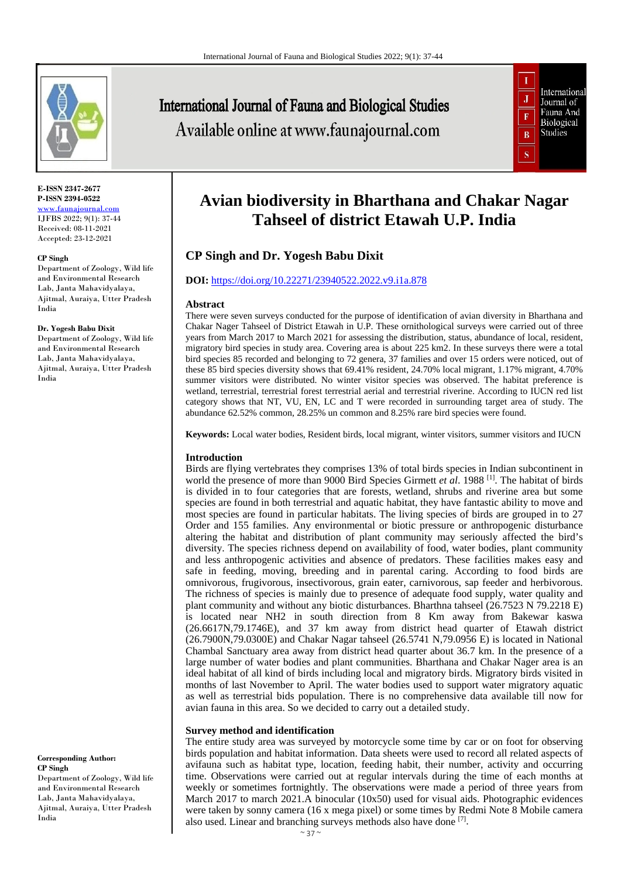**E-ISSN 2347-2677**
**P-ISSN 2394-0522**
www.faunajournal.com
IJFBS 2022; 9(1): 37-44
Received: 08-11-2021
Accepted: 23-12-2021

**CP Singh**
Department of Zoology, Wild life and Environmental Research Lab, Janta Mahavidyalaya, Ajitmal, Auraiya, Utter Pradesh India

**Dr. Yogesh Babu Dixit**
Department of Zoology, Wild life and Environmental Research Lab, Janta Mahavidyalaya, Ajitmal, Auraiya, Utter Pradesh India

**Corresponding Author:**
**CP Singh**
Department of Zoology, Wild life and Environmental Research Lab, Janta Mahavidyalaya, Ajitmal, Auraiya, Utter Pradesh India

# Avian biodiversity in Bharthana and Chakar Nagar Tahseel of district Etawah U.P. India

## CP Singh and Dr. Yogesh Babu Dixit

**DOI:** https://doi.org/10.22271/23940522.2022.v9.i1a.878

### Abstract

There were seven surveys conducted for the purpose of identification of avian diversity in Bharthana and Chakar Nager Tahseel of District Etawah in U.P. These ornithological surveys were carried out of three years from March 2017 to March 2021 for assessing the distribution, status, abundance of local, resident, migratory bird species in study area. Covering area is about 225 km2. In these surveys there were a total bird species 85 recorded and belonging to 72 genera, 37 families and over 15 orders were noticed, out of these 85 bird species diversity shows that 69.41% resident, 24.70% local migrant, 1.17% migrant, 4.70% summer visitors were distributed. No winter visitor species was observed. The habitat preference is wetland, terrestrial, terrestrial forest terrestrial aerial and terrestrial riverine. According to IUCN red list category shows that NT, VU, EN, LC and T were recorded in surrounding target area of study. The abundance 62.52% common, 28.25% un common and 8.25% rare bird species were found.

**Keywords:** Local water bodies, Resident birds, local migrant, winter visitors, summer visitors and IUCN

### Introduction

Birds are flying vertebrates they comprises 13% of total birds species in Indian subcontinent in world the presence of more than 9000 Bird Species Girmett *et al*. 1988 [1]. The habitat of birds is divided in to four categories that are forests, wetland, shrubs and riverine area but some species are found in both terrestrial and aquatic habitat, they have fantastic ability to move and most species are found in particular habitats. The living species of birds are grouped in to 27 Order and 155 families. Any environmental or biotic pressure or anthropogenic disturbance altering the habitat and distribution of plant community may seriously affected the bird's diversity. The species richness depend on availability of food, water bodies, plant community and less anthropogenic activities and absence of predators. These facilities makes easy and safe in feeding, moving, breeding and in parental caring. According to food birds are omnivorous, frugivorous, insectivorous, grain eater, carnivorous, sap feeder and herbivorous. The richness of species is mainly due to presence of adequate food supply, water quality and plant community and without any biotic disturbances. Bharthna tahseel (26.7523 N 79.2218 E) is located near NH2 in south direction from 8 Km away from Bakewar kaswa (26.6617N,79.1746E), and 37 km away from district head quarter of Etawah district (26.7900N,79.0300E) and Chakar Nagar tahseel (26.5741 N,79.0956 E) is located in National Chambal Sanctuary area away from district head quarter about 36.7 km. In the presence of a large number of water bodies and plant communities. Bharthana and Chakar Nager area is an ideal habitat of all kind of birds including local and migratory birds. Migratory birds visited in months of last November to April. The water bodies used to support water migratory aquatic as well as terrestrial bids population. There is no comprehensive data available till now for avian fauna in this area. So we decided to carry out a detailed study.

### Survey method and identification

The entire study area was surveyed by motorcycle some time by car or on foot for observing birds population and habitat information. Data sheets were used to record all related aspects of avifauna such as habitat type, location, feeding habit, their number, activity and occurring time. Observations were carried out at regular intervals during the time of each months at weekly or sometimes fortnightly. The observations were made a period of three years from March 2017 to march 2021.A binocular (10x50) used for visual aids. Photographic evidences were taken by sonny camera (16 x mega pixel) or some times by Redmi Note 8 Mobile camera also used. Linear and branching surveys methods also have done [7].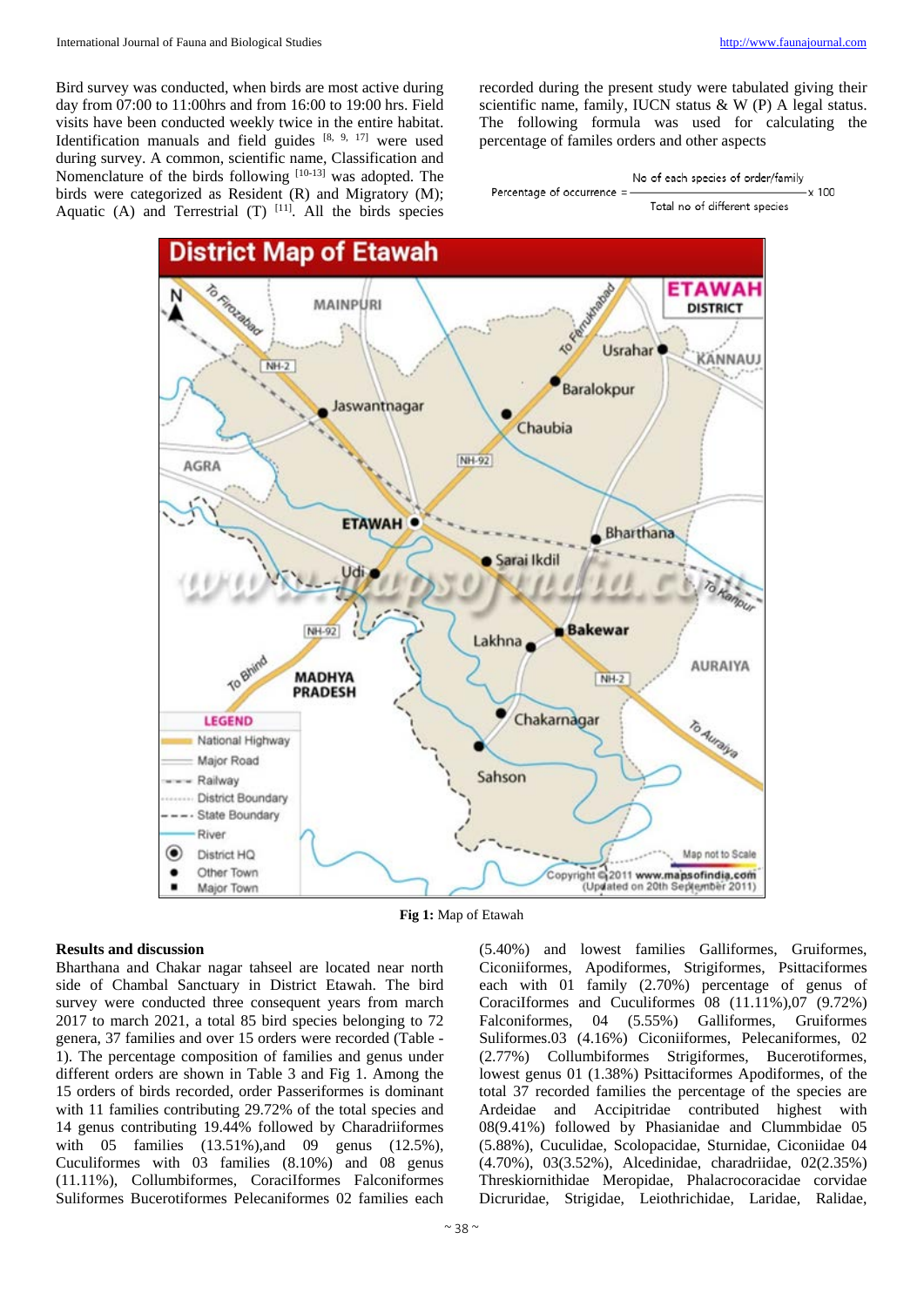Bird survey was conducted, when birds are most active during day from 07:00 to 11:00hrs and from 16:00 to 19:00 hrs. Field visits have been conducted weekly twice in the entire habitat. Identification manuals and field guides [8, 9, 17] were used during survey. A common, scientific name, Classification and Nomenclature of the birds following [10-13] was adopted. The birds were categorized as Resident (R) and Migratory (M); Aquatic (A) and Terrestrial (T) [11]. All the birds species recorded during the present study were tabulated giving their scientific name, family, IUCN status & W (P) A legal status. The following formula was used for calculating the percentage of familes orders and other aspects

$$\text{Percentage of occurrence} = \frac{\text{No of each species of order/family}}{\text{Total no of different species}} \times 100$$

**Fig 1:** Map of Etawah

## Results and discussion

Bharthana and Chakar nagar tahseel are located near north side of Chambal Sanctuary in District Etawah. The bird survey were conducted three consequent years from march 2017 to march 2021, a total 85 bird species belonging to 72 genera, 37 families and over 15 orders were recorded (Table - 1). The percentage composition of families and genus under different orders are shown in Table 3 and Fig 1. Among the 15 orders of birds recorded, order Passeriformes is dominant with 11 families contributing 29.72% of the total species and 14 genus contributing 19.44% followed by Charadriiformes with 05 families (13.51%),and 09 genus (12.5%), Cuculiformes with 03 families (8.10%) and 08 genus (11.11%), Collumbiformes, CoraciIformes Falconiformes Suliformes Bucerotiformes Pelecaniformes 02 families each (5.40%) and lowest families Galliformes, Gruiformes, Ciconiiformes, Apodiformes, Strigiformes, Psittaciformes each with 01 family (2.70%) percentage of genus of CoraciIformes and Cuculiformes 08 (11.11%),07 (9.72%) Falconiformes, 04 (5.55%) Galliformes, Gruiformes Suliformes.03 (4.16%) Ciconiiformes, Pelecaniformes, 02 (2.77%) Collumbiformes Strigiformes, Bucerotiformes, lowest genus 01 (1.38%) Psittaciformes Apodiformes, of the total 37 recorded families the percentage of the species are Ardeidae and Accipitridae contributed highest with 08(9.41%) followed by Phasianidae and Clummbidae 05 (5.88%), Cuculidae, Scolopacidae, Sturnidae, Ciconiidae 04 (4.70%), 03(3.52%), Alcedinidae, charadriidae, 02(2.35%) Threskiornithidae Meropidae, Phalacrocoracidae corvidae Dicruridae, Strigidae, Leiothrichidae, Laridae, Ralidae,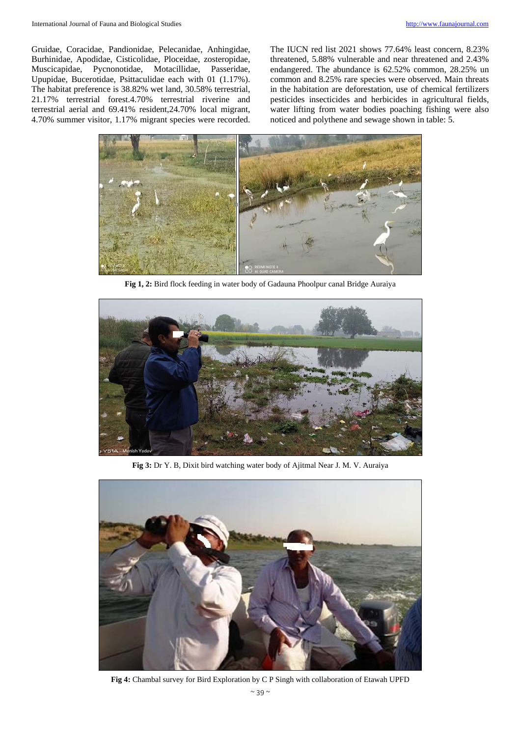Gruidae, Coracidae, Pandionidae, Pelecanidae, Anhingidae, Burhinidae, Apodidae, Cisticolidae, Ploceidae, zosteropidae, Muscicapidae, Pycnonotidae, Motacillidae, Passeridae, Upupidae, Bucerotidae, Psittaculidae each with 01 (1.17%). The habitat preference is 38.82% wet land, 30.58% terrestrial, 21.17% terrestrial forest.4.70% terrestrial riverine and terrestrial aerial and 69.41% resident,24.70% local migrant, 4.70% summer visitor, 1.17% migrant species were recorded.

The IUCN red list 2021 shows 77.64% least concern, 8.23% threatened, 5.88% vulnerable and near threatened and 2.43% endangered. The abundance is 62.52% common, 28.25% un common and 8.25% rare species were observed. Main threats in the habitation are deforestation, use of chemical fertilizers pesticides insecticides and herbicides in agricultural fields, water lifting from water bodies poaching fishing were also noticed and polythene and sewage shown in table: 5.

**Fig 1, 2:** Bird flock feeding in water body of Gadauna Phoolpur canal Bridge Auraiya

**Fig 3:** Dr Y. B, Dixit bird watching water body of Ajitmal Near J. M. V. Auraiya

**Fig 4:** Chambal survey for Bird Exploration by C P Singh with collaboration of Etawah UPFD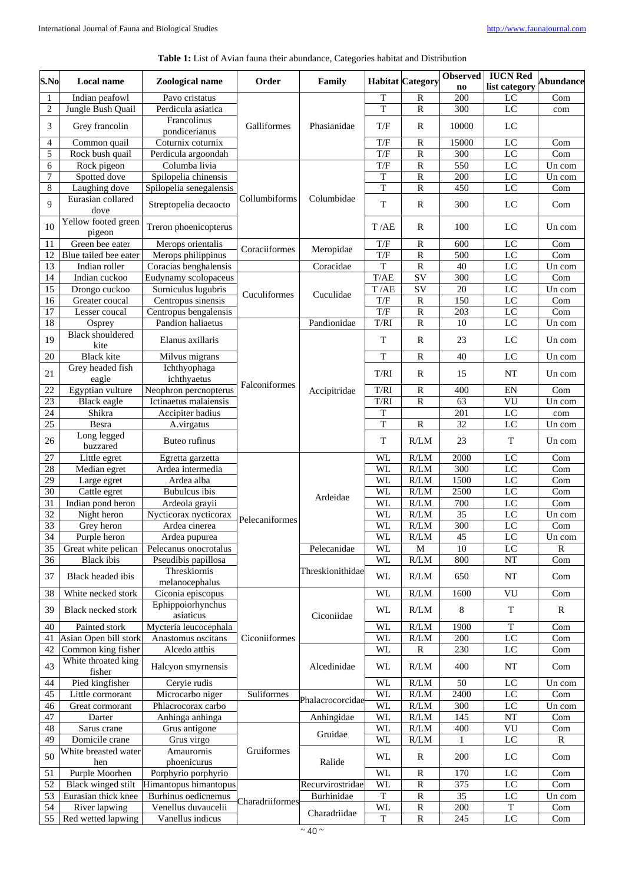**Table 1:** List of Avian fauna their abundance, Categories habitat and Distribution

| S.No | Local name | Zoological name | Order | Family | Habitat | Category | Observed no | IUCN Red list category | Abundance |
|---|---|---|---|---|---|---|---|---|---|
| 1 | Indian peafowl | Pavo cristatus | Galliformes | Phasianidae | T | R | 200 | LC | Com |
| 2 | Jungle Bush Quail | Perdicula asiatica | | | T | R | 300 | LC | com |
| 3 | Grey francolin | Francolinus pondicerianus | | | T/F | R | 10000 | LC | |
| 4 | Common quail | Coturnix coturnix | | | T/F | R | 15000 | LC | Com |
| 5 | Rock bush quail | Perdicula argoondah | | | T/F | R | 300 | LC | Com |
| 6 | Rock pigeon | Columba livia | Collumbiforms | Columbidae | T/F | R | 550 | LC | Un com |
| 7 | Spotted dove | Spilopelia chinensis | | | T | R | 200 | LC | Un com |
| 8 | Laughing dove | Spilopelia senegalensis | | | T | R | 450 | LC | Com |
| 9 | Eurasian collared dove | Streptopelia decaocto | | | T | R | 300 | LC | Com |
| 10 | Yellow footed green pigeon | Treron phoenicopterus | | | T /AE | R | 100 | LC | Un com |
| 11 | Green bee eater | Merops orientalis | Coraciiformes | Meropidae | T/F | R | 600 | LC | Com |
| 12 | Blue tailed bee eater | Merops philippinus | | | T/F | R | 500 | LC | Com |
| 13 | Indian roller | Coracias benghalensis | | Coracidae | T | R | 40 | LC | Un com |
| 14 | Indian cuckoo | Eudynamy scolopaceus | Cuculiformes | Cuculidae | T/AE | SV | 300 | LC | Com |
| 15 | Drongo cuckoo | Surniculus lugubris | | | T /AE | SV | 20 | LC | Un com |
| 16 | Greater coucal | Centropus sinensis | | | T/F | R | 150 | LC | Com |
| 17 | Lesser coucal | Centropus bengalensis | | | T/F | R | 203 | LC | Com |
| 18 | Osprey | Pandion haliaetus | Falconiformes | Pandionidae | T/RI | R | 10 | LC | Un com |
| 19 | Black shouldered kite | Elanus axillaris | | Accipitridae | T | R | 23 | LC | Un com |
| 20 | Black kite | Milvus migrans | | | T | R | 40 | LC | Un com |
| 21 | Grey headed fish eagle | Ichthyophaga ichthyaetus | | | T/RI | R | 15 | NT | Un com |
| 22 | Egyptian vulture | Neophron percnopterus | | | T/RI | R | 400 | EN | Com |
| 23 | Black eagle | Ictinaetus malaiensis | | | T/RI | R | 63 | VU | Un com |
| 24 | Shikra | Accipiter badius | | | T | | 201 | LC | com |
| 25 | Besra | A.virgatus | | | T | R | 32 | LC | Un com |
| 26 | Long legged buzzared | Buteo rufinus | | | T | R/LM | 23 | T | Un com |
| 27 | Little egret | Egretta garzetta | Pelecaniformes | Ardeidae | WL | R/LM | 2000 | LC | Com |
| 28 | Median egret | Ardea intermedia | | | WL | R/LM | 300 | LC | Com |
| 29 | Large egret | Ardea alba | | | WL | R/LM | 1500 | LC | Com |
| 30 | Cattle egret | Bubulcus ibis | | | WL | R/LM | 2500 | LC | Com |
| 31 | Indian pond heron | Ardeola grayii | | | WL | R/LM | 700 | LC | Com |
| 32 | Night heron | Nycticorax nycticorax | | | WL | R/LM | 35 | LC | Un com |
| 33 | Grey heron | Ardea cinerea | | | WL | R/LM | 300 | LC | Com |
| 34 | Purple heron | Ardea pupurea | | | WL | R/LM | 45 | LC | Un com |
| 35 | Great white pelican | Pelecanus onocrotalus | | Pelecanidae | WL | M | 10 | LC | R |
| 36 | Black ibis | Pseudibis papillosa | | Threskionithidae | WL | R/LM | 800 | NT | Com |
| 37 | Black headed ibis | Threskiornis melanocephalus | | | WL | R/LM | 650 | NT | Com |
| 38 | White necked stork | Ciconia episcopus | Ciconiiformes | Ciconiidae | WL | R/LM | 1600 | VU | Com |
| 39 | Black necked stork | Ephippoiorhynchus asiaticus | | | WL | R/LM | 8 | T | R |
| 40 | Painted stork | Mycteria leucocephala | | | WL | R/LM | 1900 | T | Com |
| 41 | Asian Open bill stork | Anastomus oscitans | | | WL | R/LM | 200 | LC | Com |
| 42 | Common king fisher | Alcedo atthis | | Alcedinidae | WL | R | 230 | LC | Com |
| 43 | White throated king fisher | Halcyon smyrnensis | | | WL | R/LM | 400 | NT | Com |
| 44 | Pied kingfisher | Ceryie rudis | | | WL | R/LM | 50 | LC | Un com |
| 45 | Little cormorant | Microcarbo niger | Suliformes | Phalacrocorcidae | WL | R/LM | 2400 | LC | Com |
| 46 | Great cormorant | Phlacrocorax carbo | | | WL | R/LM | 300 | LC | Un com |
| 47 | Darter | Anhinga anhinga | | Anhingidae | WL | R/LM | 145 | NT | Com |
| 48 | Sarus crane | Grus antigone | Gruiformes | Gruidae | WL | R/LM | 400 | VU | Com |
| 49 | Domicile crane | Grus virgo | | | WL | R/LM | 1 | LC | R |
| 50 | White breasted water hen | Amaurornis phoenicurus | | Ralide | WL | R | 200 | LC | Com |
| 51 | Purple Moorhen | Porphyrio porphyrio | | | WL | R | 170 | LC | Com |
| 52 | Black winged stilt | Himantopus himantopus | Charadriiformes | Recurvirostridae | WL | R | 375 | LC | Com |
| 53 | Eurasian thick knee | Burhinus oedicnemus | | Burhinidae | T | R | 35 | LC | Un com |
| 54 | River lapwing | Venellus duvaucelii | | Charadriidae | WL | R | 200 | T | Com |
| 55 | Red wetted lapwing | Vanellus indicus | | | T | R | 245 | LC | Com |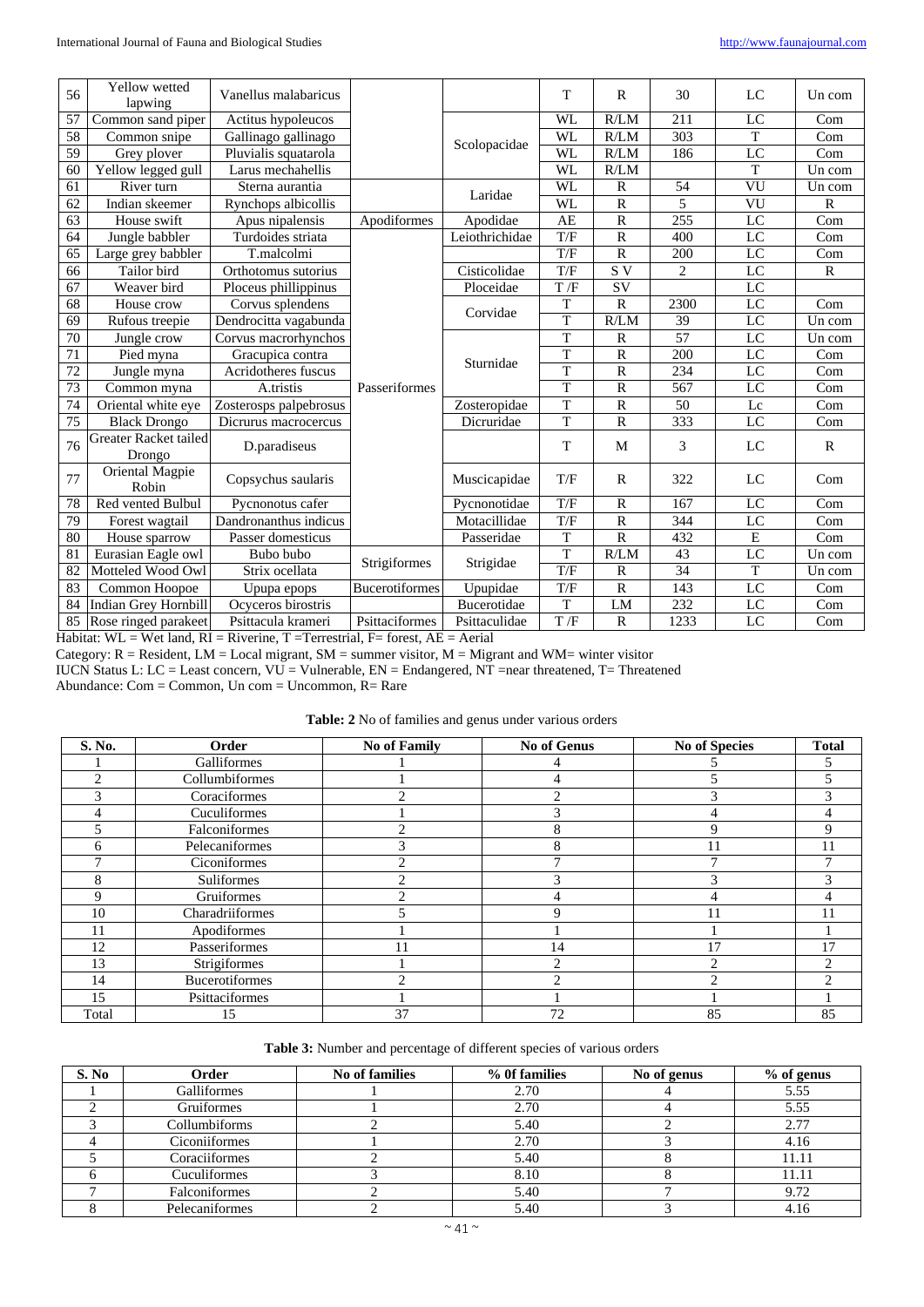| 56 | Yellow wetted lapwing | Vanellus malabaricus | | | T | R | 30 | LC | Un com |
|---|---|---|---|---|---|---|---|---|---|
| 57 | Common sand piper | Actitus hypoleucos | | Scolopacidae | WL | R/LM | 211 | LC | Com |
| 58 | Common snipe | Gallinago gallinago | | | WL | R/LM | 303 | T | Com |
| 59 | Grey plover | Pluvialis squatarola | | | WL | R/LM | 186 | LC | Com |
| 60 | Yellow legged gull | Larus mechahellis | | | WL | R/LM | | T | Un com |
| 61 | River turn | Sterna aurantia | | Laridae | WL | R | 54 | VU | Un com |
| 62 | Indian skeemer | Rynchops albicollis | | | WL | R | 5 | VU | R |
| 63 | House swift | Apus nipalensis | Apodiformes | Apodidae | AE | R | 255 | LC | Com |
| 64 | Jungle babbler | Turdoides striata | Passeriformes | Leiothrichidae | T/F | R | 400 | LC | Com |
| 65 | Large grey babbler | T.malcolmi | | | T/F | R | 200 | LC | Com |
| 66 | Tailor bird | Orthotomus sutorius | | Cisticolidae | T/F | S V | 2 | LC | R |
| 67 | Weaver bird | Ploceus phillippinus | | Ploceidae | T /F | SV | | LC | |
| 68 | House crow | Corvus splendens | | Corvidae | T | R | 2300 | LC | Com |
| 69 | Rufous treepie | Dendrocitta vagabunda | | | T | R/LM | 39 | LC | Un com |
| 70 | Jungle crow | Corvus macrorhynchos | | Sturnidae | T | R | 57 | LC | Un com |
| 71 | Pied myna | Gracupica contra | | | T | R | 200 | LC | Com |
| 72 | Jungle myna | Acridotheres fuscus | | | T | R | 234 | LC | Com |
| 73 | Common myna | A.tristis | | | T | R | 567 | LC | Com |
| 74 | Oriental white eye | Zosterosps palpebrosus | | Zosteropidae | T | R | 50 | Lc | Com |
| 75 | Black Drongo | Dicrurus macrocercus | | Dicruridae | T | R | 333 | LC | Com |
| 76 | Greater Racket tailed Drongo | D.paradiseus | | | T | M | 3 | LC | R |
| 77 | Oriental Magpie Robin | Copsychus saularis | | Muscicapidae | T/F | R | 322 | LC | Com |
| 78 | Red vented Bulbul | Pycnonotus cafer | | Pycnonotidae | T/F | R | 167 | LC | Com |
| 79 | Forest wagtail | Dandronanthus indicus | | Motacillidae | T/F | R | 344 | LC | Com |
| 80 | House sparrow | Passer domesticus | | Passeridae | T | R | 432 | E | Com |
| 81 | Eurasian Eagle owl | Bubo bubo | Strigiformes | Strigidae | T | R/LM | 43 | LC | Un com |
| 82 | Motteled Wood Owl | Strix ocellata | | | T/F | R | 34 | T | Un com |
| 83 | Common Hoopoe | Upupa epops | Bucerotiformes | Upupidae | T/F | R | 143 | LC | Com |
| 84 | Indian Grey Hornbill | Ocyceros birostris | | Bucerotidae | T | LM | 232 | LC | Com |
| 85 | Rose ringed parakeet | Psittacula krameri | Psittaciformes | Psittaculidae | T /F | R | 1233 | LC | Com |

Habitat: WL = Wet land, RI = Riverine, T =Terrestrial, F= forest, AE = Aerial

Category: R = Resident, LM = Local migrant, SM = summer visitor, M = Migrant and WM= winter visitor

IUCN Status L: LC = Least concern, VU = Vulnerable, EN = Endangered, NT =near threatened, T= Threatened

Abundance: Com = Common, Un com = Uncommon, R= Rare

**Table: 2** No of families and genus under various orders

| S. No. | Order | No of Family | No of Genus | No of Species | Total |
|---|---|---|---|---|---|
| 1 | Galliformes | 1 | 4 | 5 | 5 |
| 2 | Collumbiformes | 1 | 4 | 5 | 5 |
| 3 | Coraciformes | 2 | 2 | 3 | 3 |
| 4 | Cuculiformes | 1 | 3 | 4 | 4 |
| 5 | Falconiformes | 2 | 8 | 9 | 9 |
| 6 | Pelecaniformes | 3 | 8 | 11 | 11 |
| 7 | Ciconiformes | 2 | 7 | 7 | 7 |
| 8 | Suliformes | 2 | 3 | 3 | 3 |
| 9 | Gruiformes | 2 | 4 | 4 | 4 |
| 10 | Charadriiformes | 5 | 9 | 11 | 11 |
| 11 | Apodiformes | 1 | 1 | 1 | 1 |
| 12 | Passeriformes | 11 | 14 | 17 | 17 |
| 13 | Strigiformes | 1 | 2 | 2 | 2 |
| 14 | Bucerotiformes | 2 | 2 | 2 | 2 |
| 15 | Psittaciformes | 1 | 1 | 1 | 1 |
| Total | 15 | 37 | 72 | 85 | 85 |

**Table 3:** Number and percentage of different species of various orders

| S. No | Order | No of families | % 0f families | No of genus | % of genus |
|---|---|---|---|---|---|
| 1 | Galliformes | 1 | 2.70 | 4 | 5.55 |
| 2 | Gruiformes | 1 | 2.70 | 4 | 5.55 |
| 3 | Collumbiforms | 2 | 5.40 | 2 | 2.77 |
| 4 | Ciconiiformes | 1 | 2.70 | 3 | 4.16 |
| 5 | Coraciiformes | 2 | 5.40 | 8 | 11.11 |
| 6 | Cuculiformes | 3 | 8.10 | 8 | 11.11 |
| 7 | Falconiformes | 2 | 5.40 | 7 | 9.72 |
| 8 | Pelecaniformes | 2 | 5.40 | 3 | 4.16 |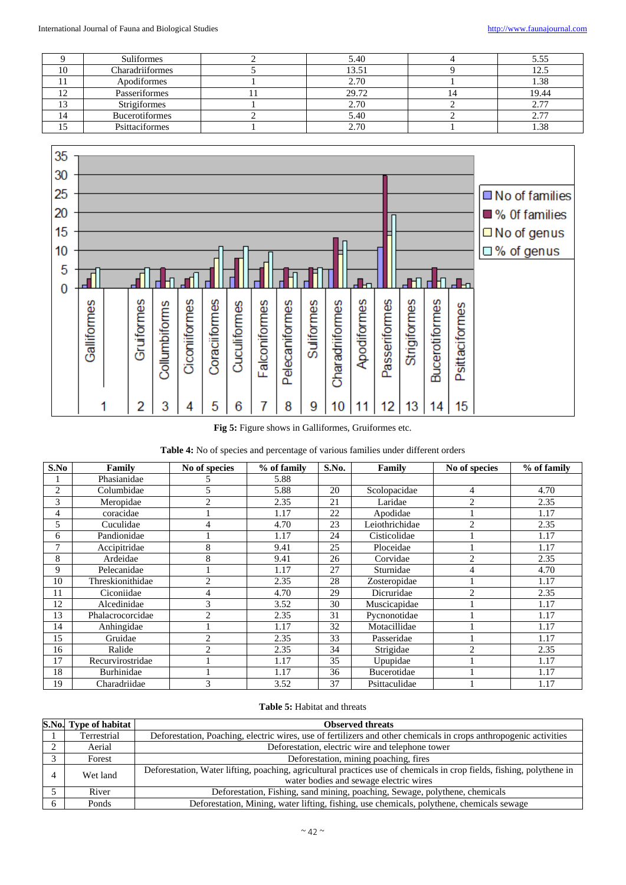| 9 | Suliformes | 2 | 5.40 | 4 | 5.55 |
|---|---|---|---|---|---|
| 10 | Charadriiformes | 5 | 13.51 | 9 | 12.5 |
| 11 | Apodiformes | 1 | 2.70 | 1 | 1.38 |
| 12 | Passeriformes | 11 | 29.72 | 14 | 19.44 |
| 13 | Strigiformes | 1 | 2.70 | 2 | 2.77 |
| 14 | Bucerotiformes | 2 | 5.40 | 2 | 2.77 |
| 15 | Psittaciformes | 1 | 2.70 | 1 | 1.38 |

**Fig 5:** Figure shows in Galliformes, Gruiformes etc.

**Table 4:** No of species and percentage of various families under different orders

| S.No | Family | No of species | % of family | S.No. | Family | No of species | % of family |
|---|---|---|---|---|---|---|---|
| 1 | Phasianidae | 5 | 5.88 | | | | |
| 2 | Columbidae | 5 | 5.88 | 20 | Scolopacidae | 4 | 4.70 |
| 3 | Meropidae | 2 | 2.35 | 21 | Laridae | 2 | 2.35 |
| 4 | coracidae | 1 | 1.17 | 22 | Apodidae | 1 | 1.17 |
| 5 | Cuculidae | 4 | 4.70 | 23 | Leiothrichidae | 2 | 2.35 |
| 6 | Pandionidae | 1 | 1.17 | 24 | Cisticolidae | 1 | 1.17 |
| 7 | Accipitridae | 8 | 9.41 | 25 | Ploceidae | 1 | 1.17 |
| 8 | Ardeidae | 8 | 9.41 | 26 | Corvidae | 2 | 2.35 |
| 9 | Pelecanidae | 1 | 1.17 | 27 | Sturnidae | 4 | 4.70 |
| 10 | Threskionithidae | 2 | 2.35 | 28 | Zosteropidae | 1 | 1.17 |
| 11 | Ciconiidae | 4 | 4.70 | 29 | Dicruridae | 2 | 2.35 |
| 12 | Alcedinidae | 3 | 3.52 | 30 | Muscicapidae | 1 | 1.17 |
| 13 | Phalacrocorcidae | 2 | 2.35 | 31 | Pycnonotidae | 1 | 1.17 |
| 14 | Anhingidae | 1 | 1.17 | 32 | Motacillidae | 1 | 1.17 |
| 15 | Gruidae | 2 | 2.35 | 33 | Passeridae | 1 | 1.17 |
| 16 | Ralide | 2 | 2.35 | 34 | Strigidae | 2 | 2.35 |
| 17 | Recurvirostridae | 1 | 1.17 | 35 | Upupidae | 1 | 1.17 |
| 18 | Burhinidae | 1 | 1.17 | 36 | Bucerotidae | 1 | 1.17 |
| 19 | Charadriidae | 3 | 3.52 | 37 | Psittaculidae | 1 | 1.17 |

**Table 5:** Habitat and threats

| S.No. | Type of habitat | Observed threats |
|---|---|---|
| 1 | Terrestrial | Deforestation, Poaching, electric wires, use of fertilizers and other chemicals in crops anthropogenic activities |
| 2 | Aerial | Deforestation, electric wire and telephone tower |
| 3 | Forest | Deforestation, mining poaching, fires |
| 4 | Wet land | Deforestation, Water lifting, poaching, agricultural practices use of chemicals in crop fields, fishing, polythene in water bodies and sewage electric wires |
| 5 | River | Deforestation, Fishing, sand mining, poaching, Sewage, polythene, chemicals |
| 6 | Ponds | Deforestation, Mining, water lifting, fishing, use chemicals, polythene, chemicals sewage |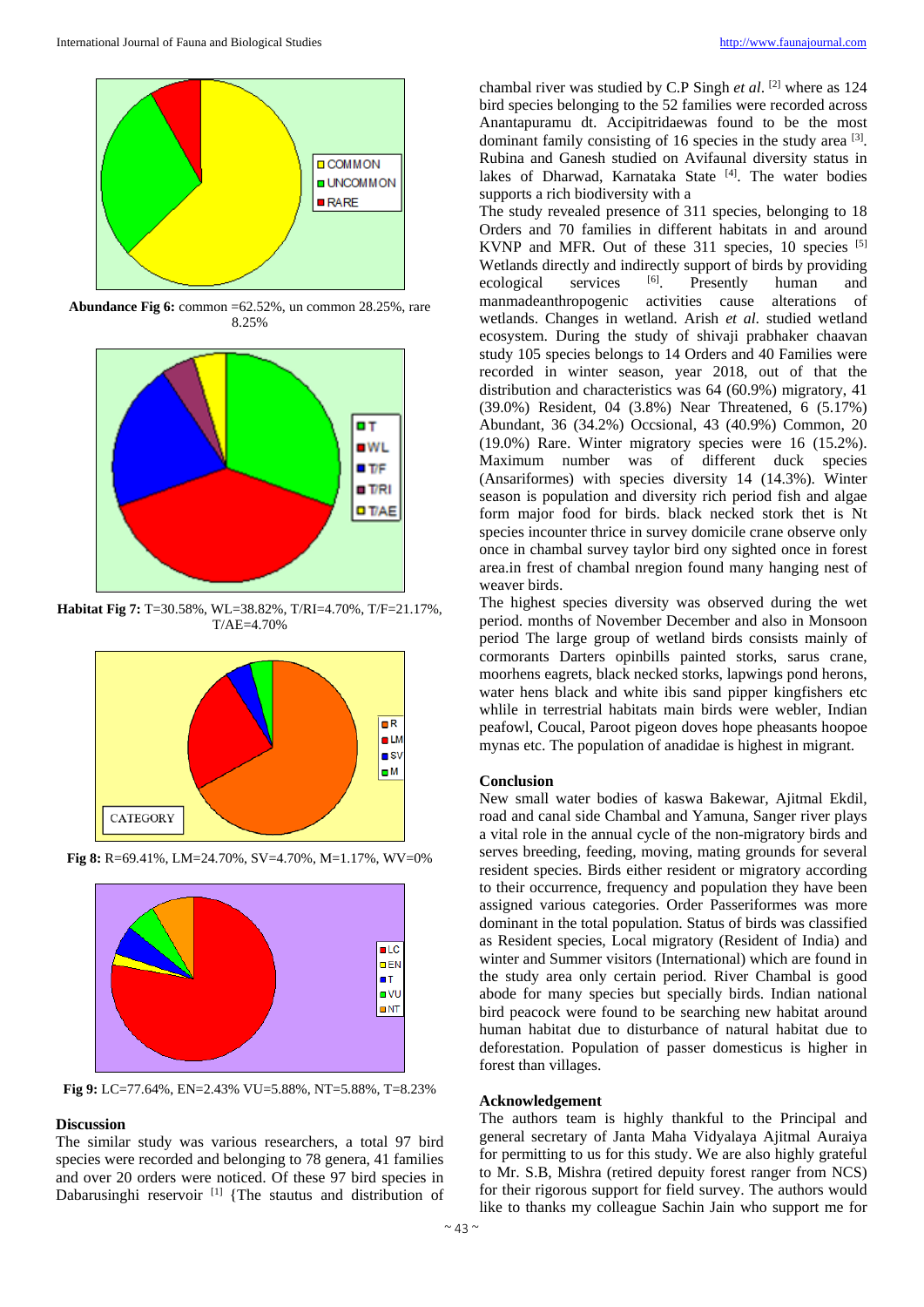**Abundance Fig 6:** common =62.52%, un common 28.25%, rare 8.25%

**Habitat Fig 7:** T=30.58%, WL=38.82%, T/RI=4.70%, T/F=21.17%, T/AE=4.70%

**Fig 8:** R=69.41%, LM=24.70%, SV=4.70%, M=1.17%, WV=0%

**Fig 9:** LC=77.64%, EN=2.43% VU=5.88%, NT=5.88%, T=8.23%

## Discussion

The similar study was various researchers, a total 97 bird species were recorded and belonging to 78 genera, 41 families and over 20 orders were noticed. Of these 97 bird species in Dabarusinghi reservoir [1] {The stautus and distribution of chambal river was studied by C.P Singh *et al*. [2] where as 124 bird species belonging to the 52 families were recorded across Anantapuramu dt. Accipitridaewas found to be the most dominant family consisting of 16 species in the study area [3]. Rubina and Ganesh studied on Avifaunal diversity status in lakes of Dharwad, Karnataka State [4]. The water bodies supports a rich biodiversity with a

The study revealed presence of 311 species, belonging to 18 Orders and 70 families in different habitats in and around KVNP and MFR. Out of these 311 species, 10 species [5] Wetlands directly and indirectly support of birds by providing ecological services [6]. Presently human and manmadeanthropogenic activities cause alterations of wetlands. Changes in wetland. Arish *et al*. studied wetland ecosystem. During the study of shivaji prabhaker chaavan study 105 species belongs to 14 Orders and 40 Families were recorded in winter season, year 2018, out of that the distribution and characteristics was 64 (60.9%) migratory, 41 (39.0%) Resident, 04 (3.8%) Near Threatened, 6 (5.17%) Abundant, 36 (34.2%) Occsional, 43 (40.9%) Common, 20 (19.0%) Rare. Winter migratory species were 16 (15.2%). Maximum number was of different duck species (Ansariformes) with species diversity 14 (14.3%). Winter season is population and diversity rich period fish and algae form major food for birds. black necked stork thet is Nt species incounter thrice in survey domicile crane observe only once in chambal survey taylor bird ony sighted once in forest area.in frest of chambal nregion found many hanging nest of weaver birds.

The highest species diversity was observed during the wet period. months of November December and also in Monsoon period The large group of wetland birds consists mainly of cormorants Darters opinbills painted storks, sarus crane, moorhens eagrets, black necked storks, lapwings pond herons, water hens black and white ibis sand pipper kingfishers etc whlile in terrestrial habitats main birds were webler, Indian peafowl, Coucal, Paroot pigeon doves hope pheasants hoopoe mynas etc. The population of anadidae is highest in migrant.

## Conclusion

New small water bodies of kaswa Bakewar, Ajitmal Ekdil, road and canal side Chambal and Yamuna, Sanger river plays a vital role in the annual cycle of the non-migratory birds and serves breeding, feeding, moving, mating grounds for several resident species. Birds either resident or migratory according to their occurrence, frequency and population they have been assigned various categories. Order Passeriformes was more dominant in the total population. Status of birds was classified as Resident species, Local migratory (Resident of India) and winter and Summer visitors (International) which are found in the study area only certain period. River Chambal is good abode for many species but specially birds. Indian national bird peacock were found to be searching new habitat around human habitat due to disturbance of natural habitat due to deforestation. Population of passer domesticus is higher in forest than villages.

## Acknowledgement

The authors team is highly thankful to the Principal and general secretary of Janta Maha Vidyalaya Ajitmal Auraiya for permitting to us for this study. We are also highly grateful to Mr. S.B, Mishra (retired depuity forest ranger from NCS) for their rigorous support for field survey. The authors would like to thanks my colleague Sachin Jain who support me for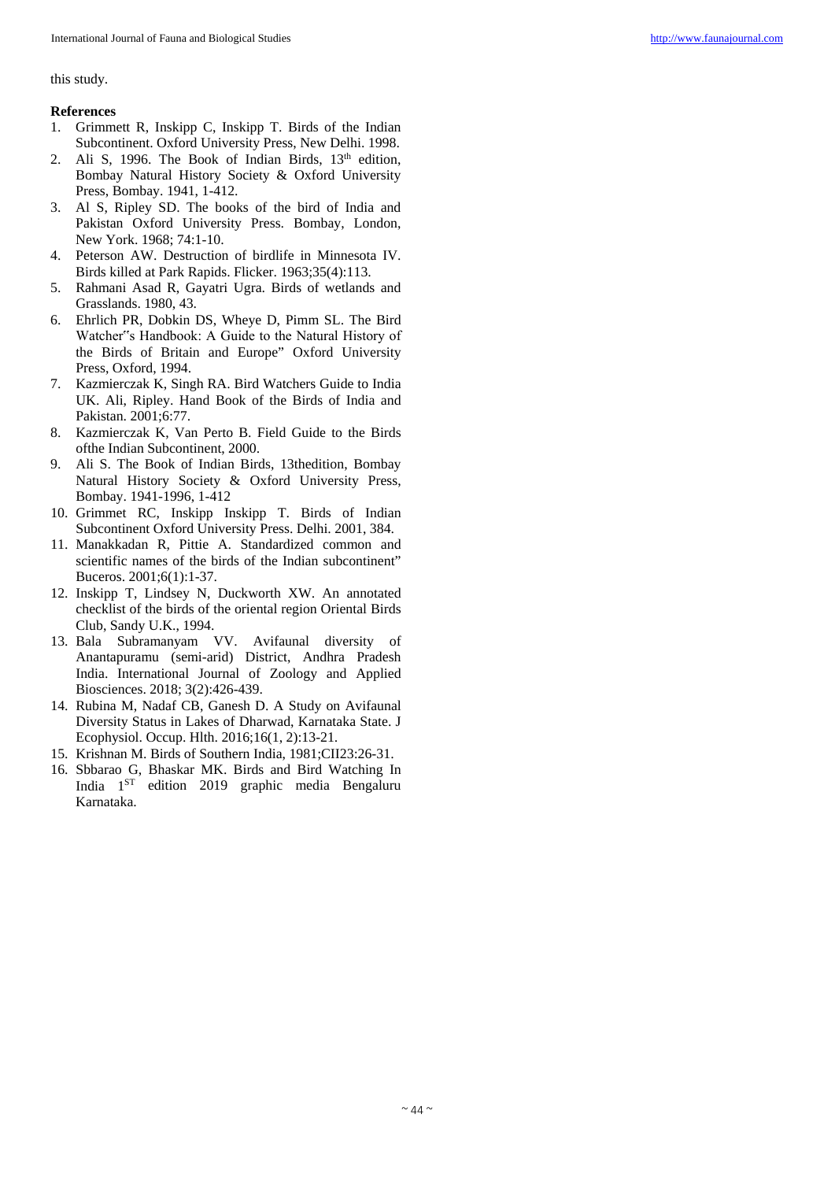this study.

**References**

1. Grimmett R, Inskipp C, Inskipp T. Birds of the Indian Subcontinent. Oxford University Press, New Delhi. 1998.
2. Ali S, 1996. The Book of Indian Birds, 13th edition, Bombay Natural History Society & Oxford University Press, Bombay. 1941, 1-412.
3. Al S, Ripley SD. The books of the bird of India and Pakistan Oxford University Press. Bombay, London, New York. 1968; 74:1-10.
4. Peterson AW. Destruction of birdlife in Minnesota IV. Birds killed at Park Rapids. Flicker. 1963;35(4):113.
5. Rahmani Asad R, Gayatri Ugra. Birds of wetlands and Grasslands. 1980, 43.
6. Ehrlich PR, Dobkin DS, Wheye D, Pimm SL. The Bird Watcher"s Handbook: A Guide to the Natural History of the Birds of Britain and Europe" Oxford University Press, Oxford, 1994.
7. Kazmierczak K, Singh RA. Bird Watchers Guide to India UK. Ali, Ripley. Hand Book of the Birds of India and Pakistan. 2001;6:77.
8. Kazmierczak K, Van Perto B. Field Guide to the Birds ofthe Indian Subcontinent, 2000.
9. Ali S. The Book of Indian Birds, 13thedition, Bombay Natural History Society & Oxford University Press, Bombay. 1941-1996, 1-412
10. Grimmet RC, Inskipp Inskipp T. Birds of Indian Subcontinent Oxford University Press. Delhi. 2001, 384.
11. Manakkadan R, Pittie A. Standardized common and scientific names of the birds of the Indian subcontinent" Buceros. 2001;6(1):1-37.
12. Inskipp T, Lindsey N, Duckworth XW. An annotated checklist of the birds of the oriental region Oriental Birds Club, Sandy U.K., 1994.
13. Bala Subramanyam VV. Avifaunal diversity of Anantapuramu (semi-arid) District, Andhra Pradesh India. International Journal of Zoology and Applied Biosciences. 2018; 3(2):426-439.
14. Rubina M, Nadaf CB, Ganesh D. A Study on Avifaunal Diversity Status in Lakes of Dharwad, Karnataka State. J Ecophysiol. Occup. Hlth. 2016;16(1, 2):13-21.
15. Krishnan M. Birds of Southern India, 1981;CII23:26-31.
16. Sbbarao G, Bhaskar MK. Birds and Bird Watching In India 1ST edition 2019 graphic media Bengaluru Karnataka.